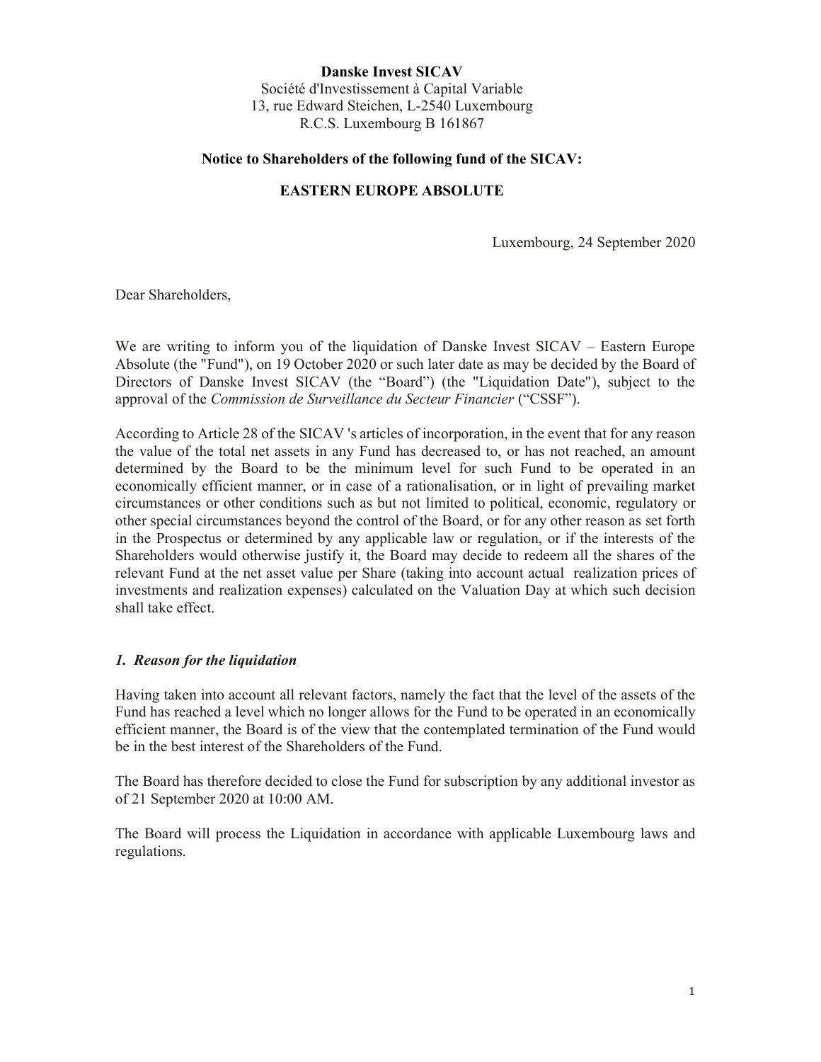**Danske Invest SICAV**
Société d'Investissement à Capital Variable
13, rue Edward Steichen, L-2540 Luxembourg
R.C.S. Luxembourg B 161867

**Notice to Shareholders of the following fund of the SICAV:**

**EASTERN EUROPE ABSOLUTE**

Luxembourg, 24 September 2020

Dear Shareholders,

We are writing to inform you of the liquidation of Danske Invest SICAV – Eastern Europe Absolute (the "Fund"), on 19 October 2020 or such later date as may be decided by the Board of Directors of Danske Invest SICAV (the "Board") (the "Liquidation Date"), subject to the approval of the *Commission de Surveillance du Secteur Financier* ("CSSF").

According to Article 28 of the SICAV 's articles of incorporation, in the event that for any reason the value of the total net assets in any Fund has decreased to, or has not reached, an amount determined by the Board to be the minimum level for such Fund to be operated in an economically efficient manner, or in case of a rationalisation, or in light of prevailing market circumstances or other conditions such as but not limited to political, economic, regulatory or other special circumstances beyond the control of the Board, or for any other reason as set forth in the Prospectus or determined by any applicable law or regulation, or if the interests of the Shareholders would otherwise justify it, the Board may decide to redeem all the shares of the relevant Fund at the net asset value per Share (taking into account actual realization prices of investments and realization expenses) calculated on the Valuation Day at which such decision shall take effect.

### *1. Reason for the liquidation*

Having taken into account all relevant factors, namely the fact that the level of the assets of the Fund has reached a level which no longer allows for the Fund to be operated in an economically efficient manner, the Board is of the view that the contemplated termination of the Fund would be in the best interest of the Shareholders of the Fund.

The Board has therefore decided to close the Fund for subscription by any additional investor as of 21 September 2020 at 10:00 AM.

The Board will process the Liquidation in accordance with applicable Luxembourg laws and regulations.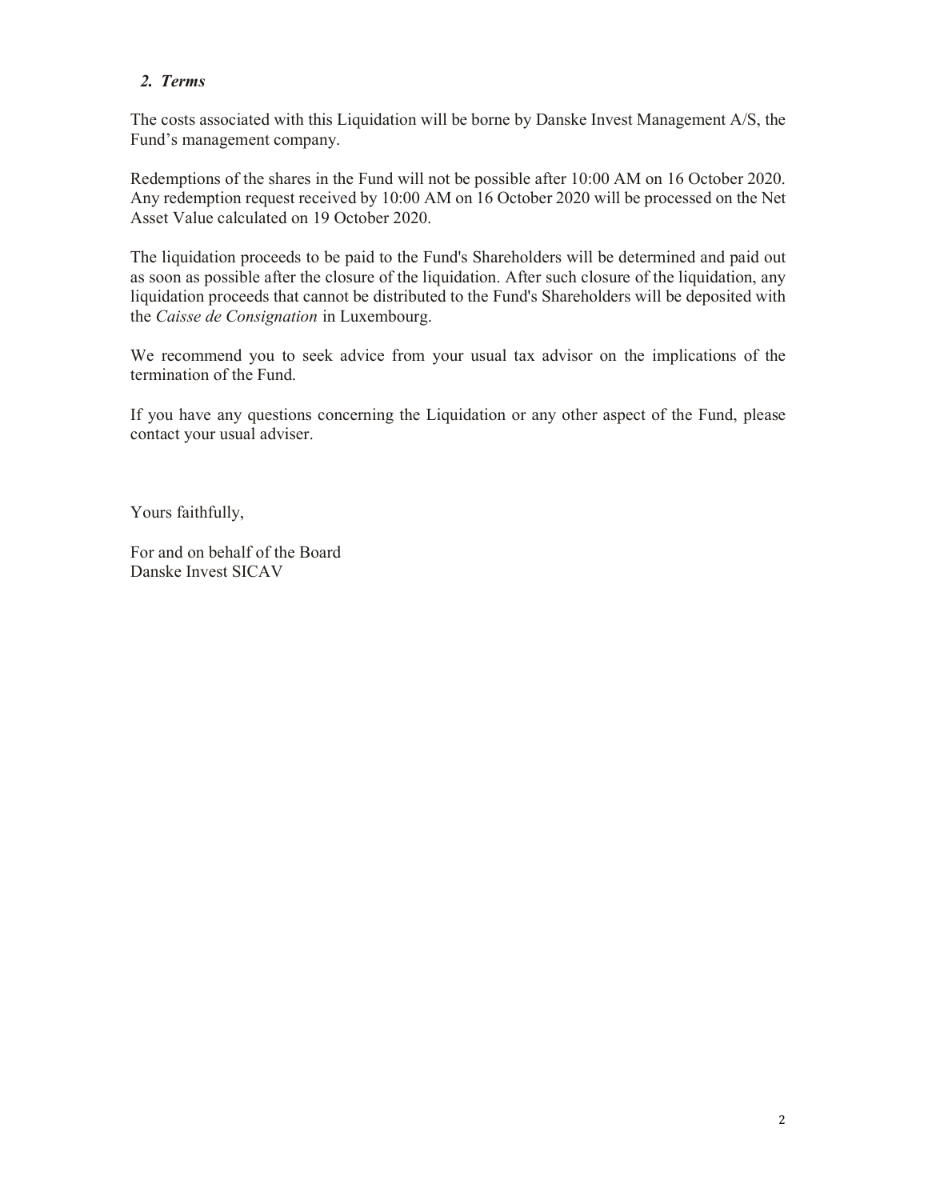## *2. Terms*

The costs associated with this Liquidation will be borne by Danske Invest Management A/S, the Fund's management company.

Redemptions of the shares in the Fund will not be possible after 10:00 AM on 16 October 2020. Any redemption request received by 10:00 AM on 16 October 2020 will be processed on the Net Asset Value calculated on 19 October 2020.

The liquidation proceeds to be paid to the Fund's Shareholders will be determined and paid out as soon as possible after the closure of the liquidation. After such closure of the liquidation, any liquidation proceeds that cannot be distributed to the Fund's Shareholders will be deposited with the *Caisse de Consignation* in Luxembourg.

We recommend you to seek advice from your usual tax advisor on the implications of the termination of the Fund.

If you have any questions concerning the Liquidation or any other aspect of the Fund, please contact your usual adviser.

Yours faithfully,

For and on behalf of the Board
Danske Invest SICAV